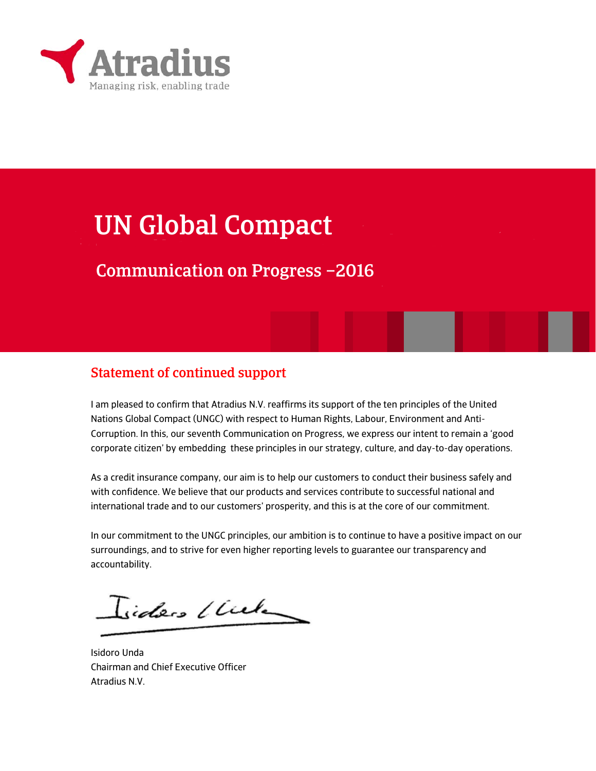Atradius

Managing risk, enabling trade

# UN Global Compact

## Communication on Progress –2016

### Statement of continued support

I am pleased to confirm that Atradius N.V. reaffirms its support of the ten principles of the United Nations Global Compact (UNGC) with respect to Human Rights, Labour, Environment and Anti-Corruption. In this, our seventh Communication on Progress, we express our intent to remain a 'good corporate citizen' by embedding these principles in our strategy, culture, and day-to-day operations.

As a credit insurance company, our aim is to help our customers to conduct their business safely and with confidence. We believe that our products and services contribute to successful national and international trade and to our customers' prosperity, and this is at the core of our commitment.

In our commitment to the UNGC principles, our ambition is to continue to have a positive impact on our surroundings, and to strive for even higher reporting levels to guarantee our transparency and accountability.

Isidoro Unda
Chairman and Chief Executive Officer
Atradius N.V.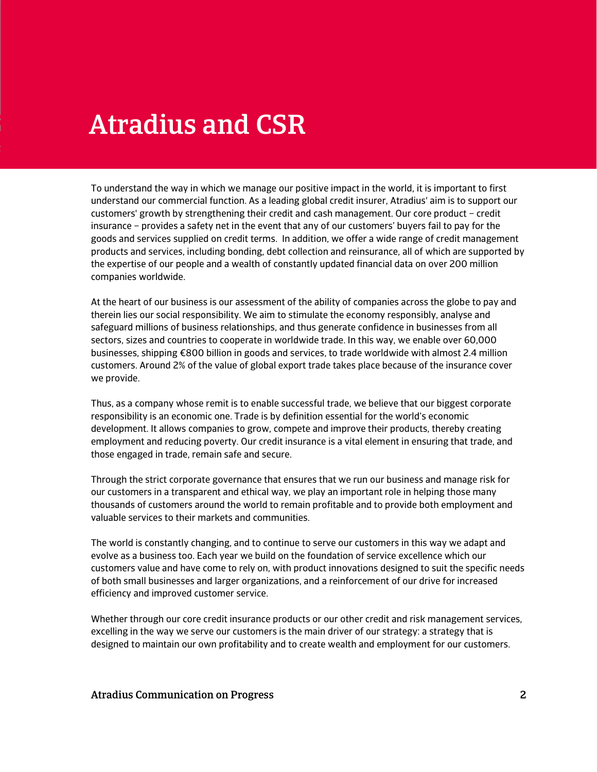# Atradius and CSR

To understand the way in which we manage our positive impact in the world, it is important to first understand our commercial function. As a leading global credit insurer, Atradius' aim is to support our customers' growth by strengthening their credit and cash management. Our core product – credit insurance – provides a safety net in the event that any of our customers' buyers fail to pay for the goods and services supplied on credit terms. In addition, we offer a wide range of credit management products and services, including bonding, debt collection and reinsurance, all of which are supported by the expertise of our people and a wealth of constantly updated financial data on over 200 million companies worldwide.

At the heart of our business is our assessment of the ability of companies across the globe to pay and therein lies our social responsibility. We aim to stimulate the economy responsibly, analyse and safeguard millions of business relationships, and thus generate confidence in businesses from all sectors, sizes and countries to cooperate in worldwide trade. In this way, we enable over 60,000 businesses, shipping €800 billion in goods and services, to trade worldwide with almost 2.4 million customers. Around 2% of the value of global export trade takes place because of the insurance cover we provide.

Thus, as a company whose remit is to enable successful trade, we believe that our biggest corporate responsibility is an economic one. Trade is by definition essential for the world's economic development. It allows companies to grow, compete and improve their products, thereby creating employment and reducing poverty. Our credit insurance is a vital element in ensuring that trade, and those engaged in trade, remain safe and secure.

Through the strict corporate governance that ensures that we run our business and manage risk for our customers in a transparent and ethical way, we play an important role in helping those many thousands of customers around the world to remain profitable and to provide both employment and valuable services to their markets and communities.

The world is constantly changing, and to continue to serve our customers in this way we adapt and evolve as a business too. Each year we build on the foundation of service excellence which our customers value and have come to rely on, with product innovations designed to suit the specific needs of both small businesses and larger organizations, and a reinforcement of our drive for increased efficiency and improved customer service.

Whether through our core credit insurance products or our other credit and risk management services, excelling in the way we serve our customers is the main driver of our strategy: a strategy that is designed to maintain our own profitability and to create wealth and employment for our customers.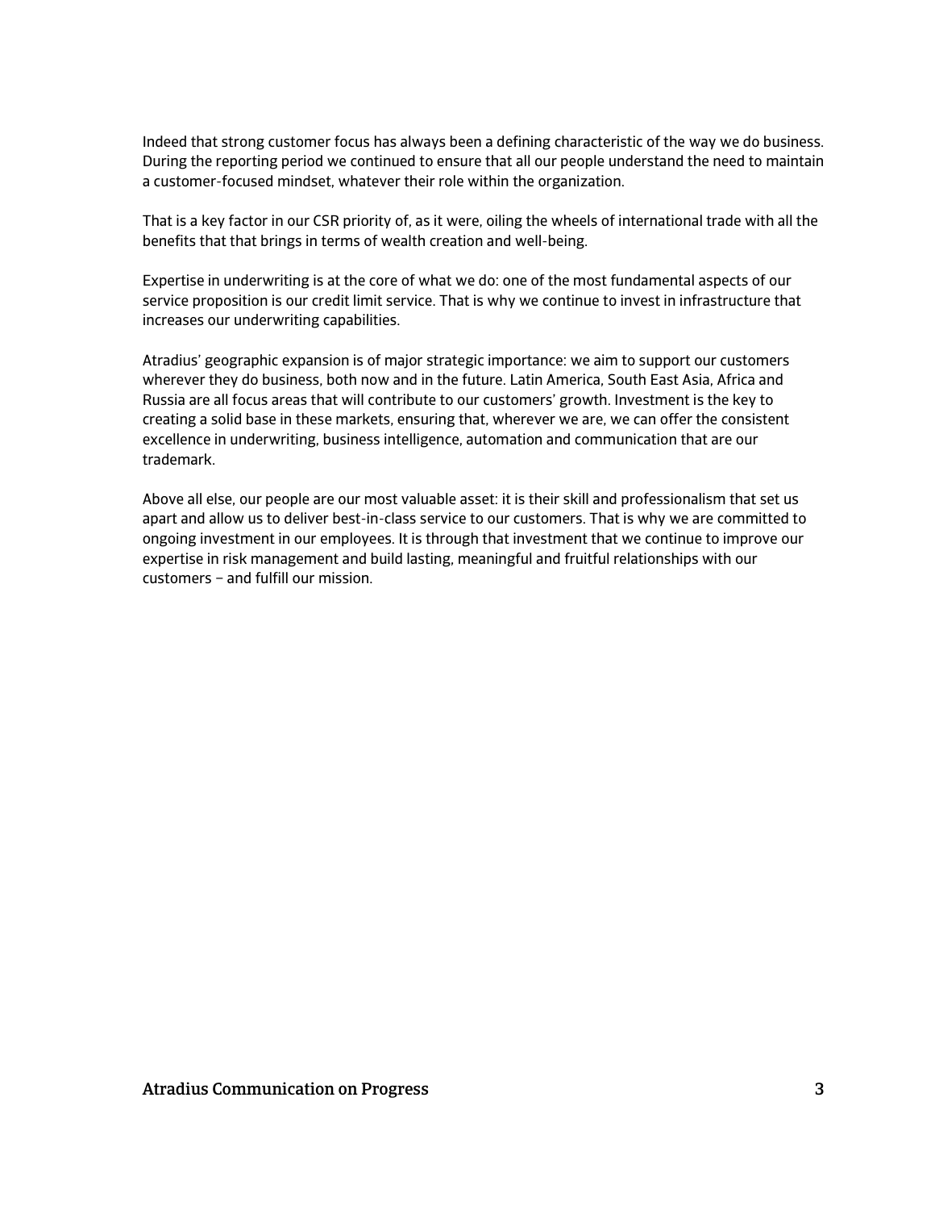Indeed that strong customer focus has always been a defining characteristic of the way we do business. During the reporting period we continued to ensure that all our people understand the need to maintain a customer-focused mindset, whatever their role within the organization.

That is a key factor in our CSR priority of, as it were, oiling the wheels of international trade with all the benefits that that brings in terms of wealth creation and well-being.

Expertise in underwriting is at the core of what we do: one of the most fundamental aspects of our service proposition is our credit limit service. That is why we continue to invest in infrastructure that increases our underwriting capabilities.

Atradius' geographic expansion is of major strategic importance: we aim to support our customers wherever they do business, both now and in the future. Latin America, South East Asia, Africa and Russia are all focus areas that will contribute to our customers' growth. Investment is the key to creating a solid base in these markets, ensuring that, wherever we are, we can offer the consistent excellence in underwriting, business intelligence, automation and communication that are our trademark.

Above all else, our people are our most valuable asset: it is their skill and professionalism that set us apart and allow us to deliver best-in-class service to our customers. That is why we are committed to ongoing investment in our employees. It is through that investment that we continue to improve our expertise in risk management and build lasting, meaningful and fruitful relationships with our customers – and fulfill our mission.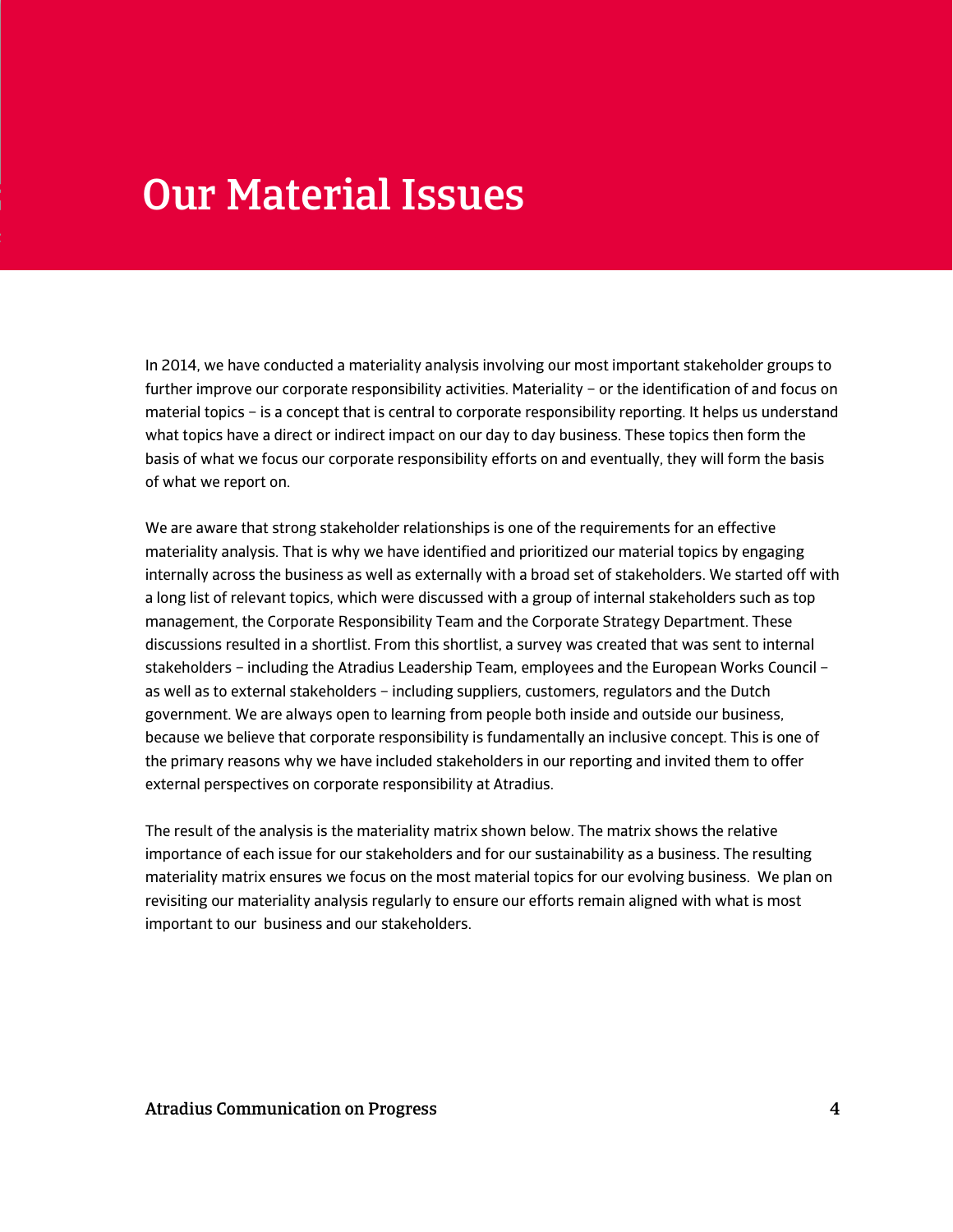# Our Material Issues

In 2014, we have conducted a materiality analysis involving our most important stakeholder groups to further improve our corporate responsibility activities. Materiality – or the identification of and focus on material topics – is a concept that is central to corporate responsibility reporting. It helps us understand what topics have a direct or indirect impact on our day to day business. These topics then form the basis of what we focus our corporate responsibility efforts on and eventually, they will form the basis of what we report on.

We are aware that strong stakeholder relationships is one of the requirements for an effective materiality analysis. That is why we have identified and prioritized our material topics by engaging internally across the business as well as externally with a broad set of stakeholders. We started off with a long list of relevant topics, which were discussed with a group of internal stakeholders such as top management, the Corporate Responsibility Team and the Corporate Strategy Department. These discussions resulted in a shortlist. From this shortlist, a survey was created that was sent to internal stakeholders – including the Atradius Leadership Team, employees and the European Works Council – as well as to external stakeholders – including suppliers, customers, regulators and the Dutch government. We are always open to learning from people both inside and outside our business, because we believe that corporate responsibility is fundamentally an inclusive concept. This is one of the primary reasons why we have included stakeholders in our reporting and invited them to offer external perspectives on corporate responsibility at Atradius.

The result of the analysis is the materiality matrix shown below. The matrix shows the relative importance of each issue for our stakeholders and for our sustainability as a business. The resulting materiality matrix ensures we focus on the most material topics for our evolving business. We plan on revisiting our materiality analysis regularly to ensure our efforts remain aligned with what is most important to our business and our stakeholders.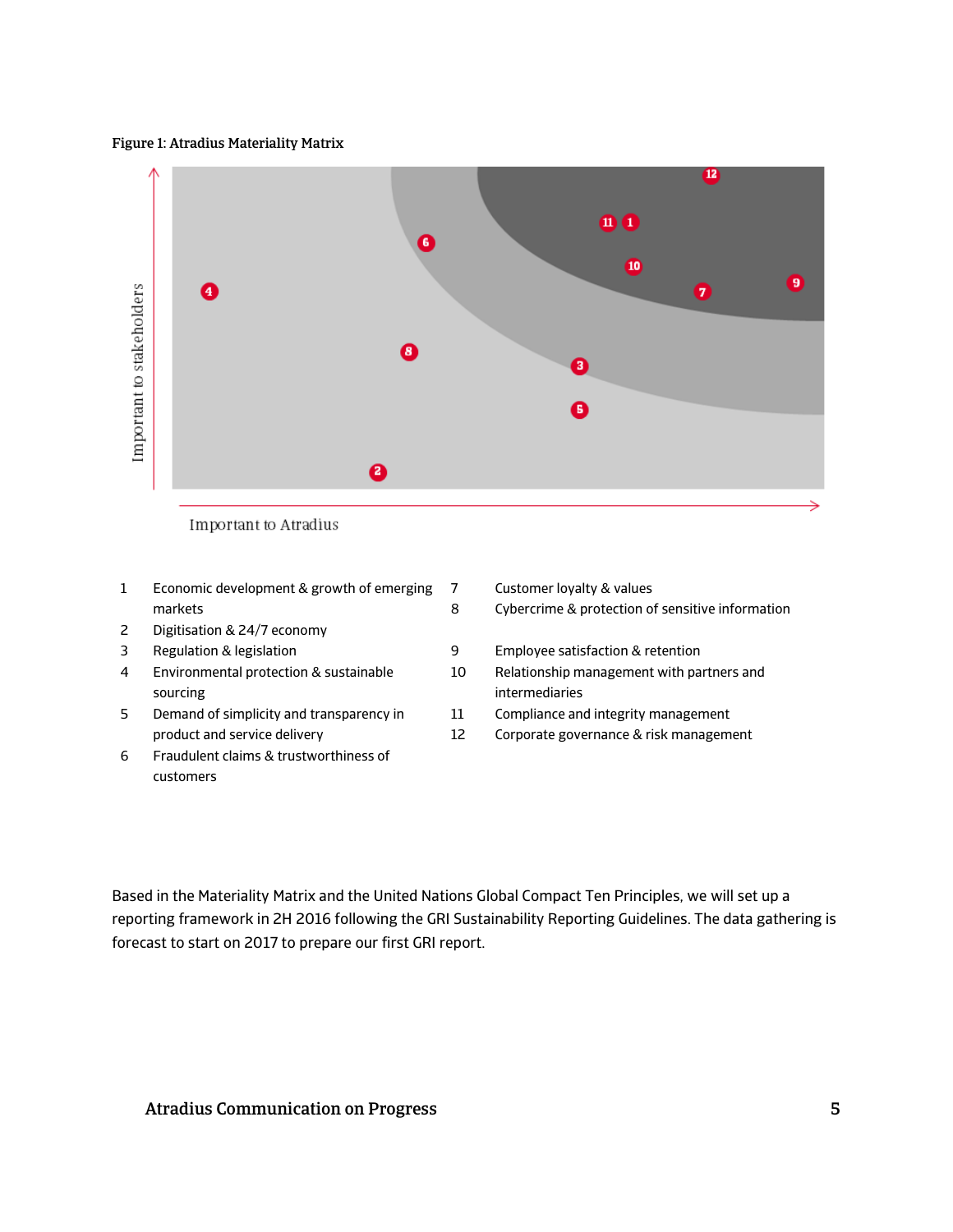**Figure 1: Atradius Materiality Matrix**

Important to stakeholders

Important to Atradius

1 Economic development & growth of emerging markets
2 Digitisation & 24/7 economy
3 Regulation & legislation
4 Environmental protection & sustainable sourcing
5 Demand of simplicity and transparency in product and service delivery
6 Fraudulent claims & trustworthiness of customers
7 Customer loyalty & values
8 Cybercrime & protection of sensitive information
9 Employee satisfaction & retention
10 Relationship management with partners and intermediaries
11 Compliance and integrity management
12 Corporate governance & risk management

Based in the Materiality Matrix and the United Nations Global Compact Ten Principles, we will set up a reporting framework in 2H 2016 following the GRI Sustainability Reporting Guidelines. The data gathering is forecast to start on 2017 to prepare our first GRI report.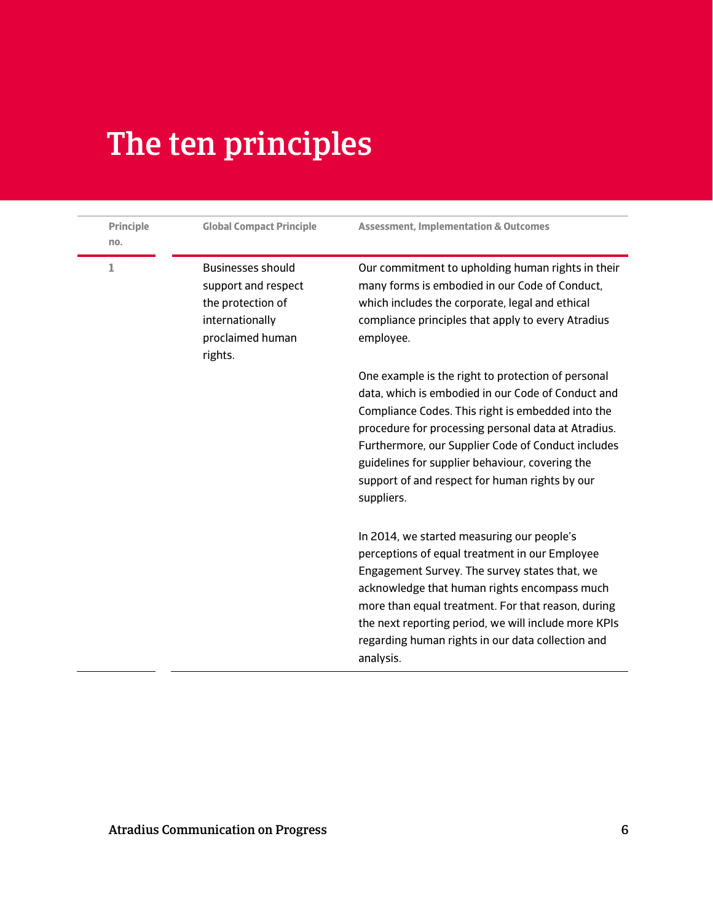# The ten principles

| Principle no. | Global Compact Principle | Assessment, Implementation & Outcomes |
|---|---|---|
| 1 | Businesses should support and respect the protection of internationally proclaimed human rights. | Our commitment to upholding human rights in their many forms is embodied in our Code of Conduct, which includes the corporate, legal and ethical compliance principles that apply to every Atradius employee.<br><br>One example is the right to protection of personal data, which is embodied in our Code of Conduct and Compliance Codes. This right is embedded into the procedure for processing personal data at Atradius. Furthermore, our Supplier Code of Conduct includes guidelines for supplier behaviour, covering the support of and respect for human rights by our suppliers.<br><br>In 2014, we started measuring our people's perceptions of equal treatment in our Employee Engagement Survey. The survey states that, we acknowledge that human rights encompass much more than equal treatment. For that reason, during the next reporting period, we will include more KPIs regarding human rights in our data collection and analysis. |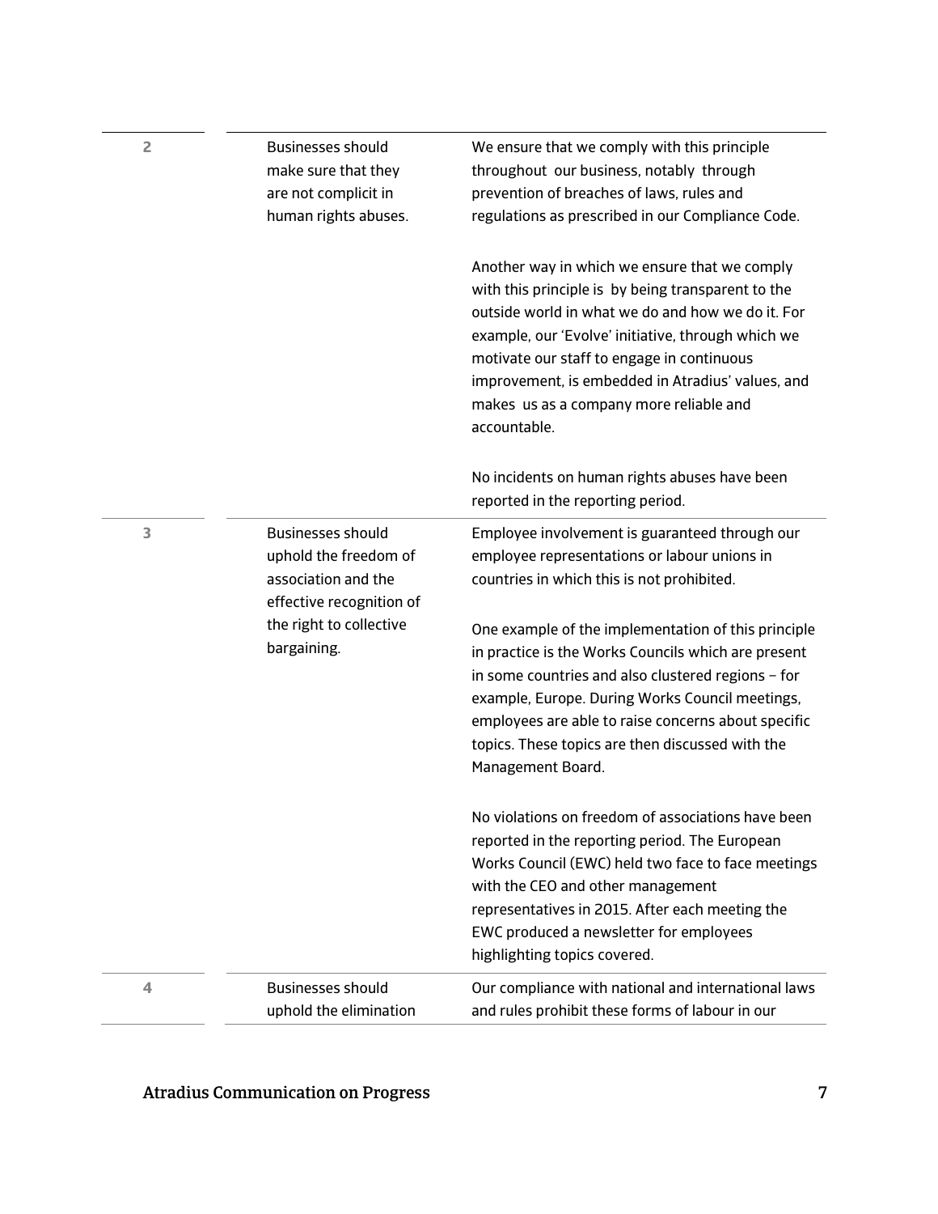| | | |
|---|---|---|
| 2 | Businesses should make sure that they are not complicit in human rights abuses. | We ensure that we comply with this principle throughout our business, notably through prevention of breaches of laws, rules and regulations as prescribed in our Compliance Code.<br><br>Another way in which we ensure that we comply with this principle is by being transparent to the outside world in what we do and how we do it. For example, our 'Evolve' initiative, through which we motivate our staff to engage in continuous improvement, is embedded in Atradius' values, and makes us as a company more reliable and accountable.<br><br>No incidents on human rights abuses have been reported in the reporting period. |
| 3 | Businesses should uphold the freedom of association and the effective recognition of the right to collective bargaining. | Employee involvement is guaranteed through our employee representations or labour unions in countries in which this is not prohibited.<br><br>One example of the implementation of this principle in practice is the Works Councils which are present in some countries and also clustered regions – for example, Europe. During Works Council meetings, employees are able to raise concerns about specific topics. These topics are then discussed with the Management Board.<br><br>No violations on freedom of associations have been reported in the reporting period. The European Works Council (EWC) held two face to face meetings with the CEO and other management representatives in 2015. After each meeting the EWC produced a newsletter for employees highlighting topics covered. |
| 4 | Businesses should uphold the elimination | Our compliance with national and international laws and rules prohibit these forms of labour in our |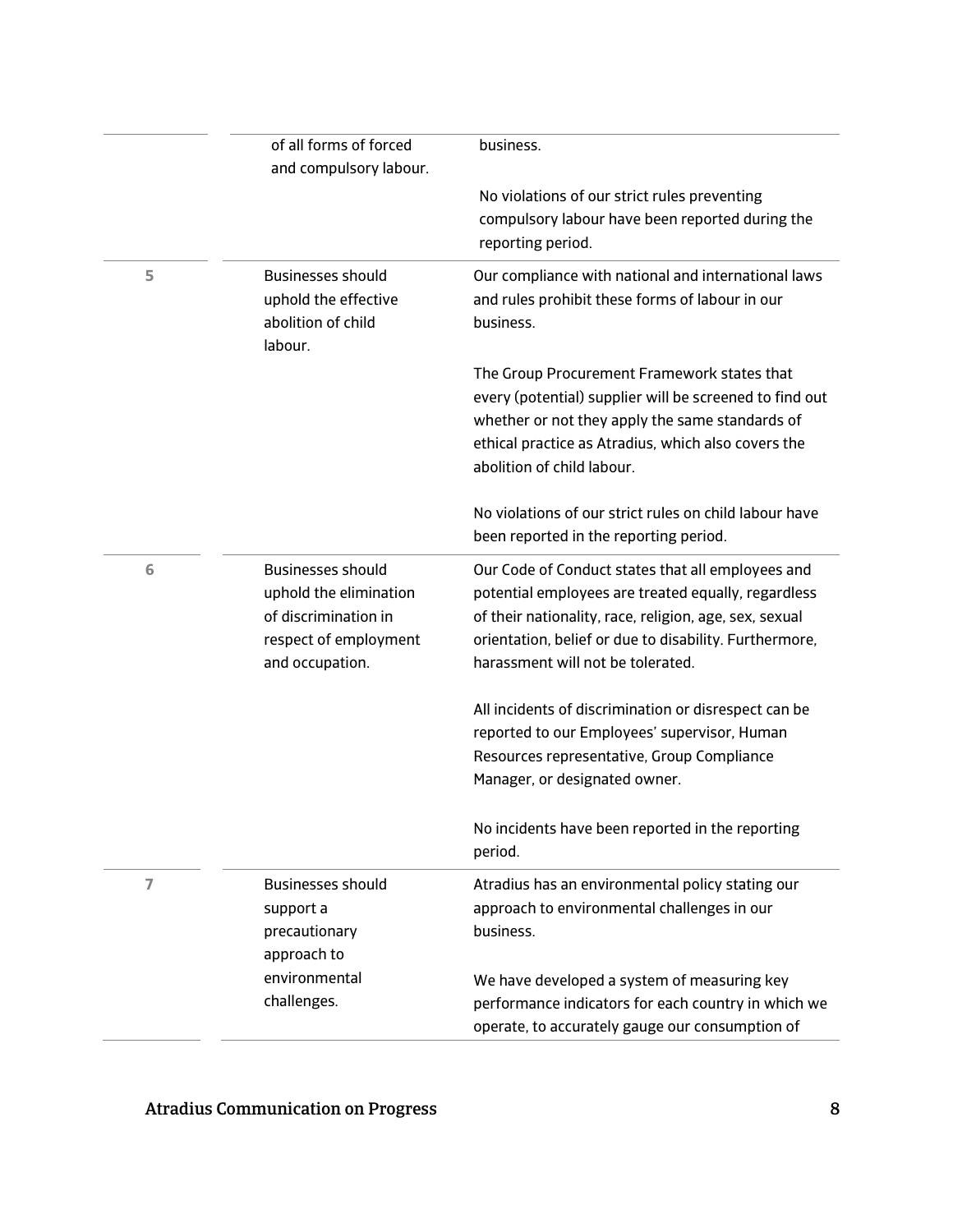| | | |
|---|---|---|
| | of all forms of forced and compulsory labour. | business.<br><br>No violations of our strict rules preventing compulsory labour have been reported during the reporting period. |
| 5 | Businesses should uphold the effective abolition of child labour. | Our compliance with national and international laws and rules prohibit these forms of labour in our business.<br><br>The Group Procurement Framework states that every (potential) supplier will be screened to find out whether or not they apply the same standards of ethical practice as Atradius, which also covers the abolition of child labour.<br><br>No violations of our strict rules on child labour have been reported in the reporting period. |
| 6 | Businesses should uphold the elimination of discrimination in respect of employment and occupation. | Our Code of Conduct states that all employees and potential employees are treated equally, regardless of their nationality, race, religion, age, sex, sexual orientation, belief or due to disability. Furthermore, harassment will not be tolerated.<br><br>All incidents of discrimination or disrespect can be reported to our Employees' supervisor, Human Resources representative, Group Compliance Manager, or designated owner.<br><br>No incidents have been reported in the reporting period. |
| 7 | Businesses should support a precautionary approach to environmental challenges. | Atradius has an environmental policy stating our approach to environmental challenges in our business.<br><br>We have developed a system of measuring key performance indicators for each country in which we operate, to accurately gauge our consumption of |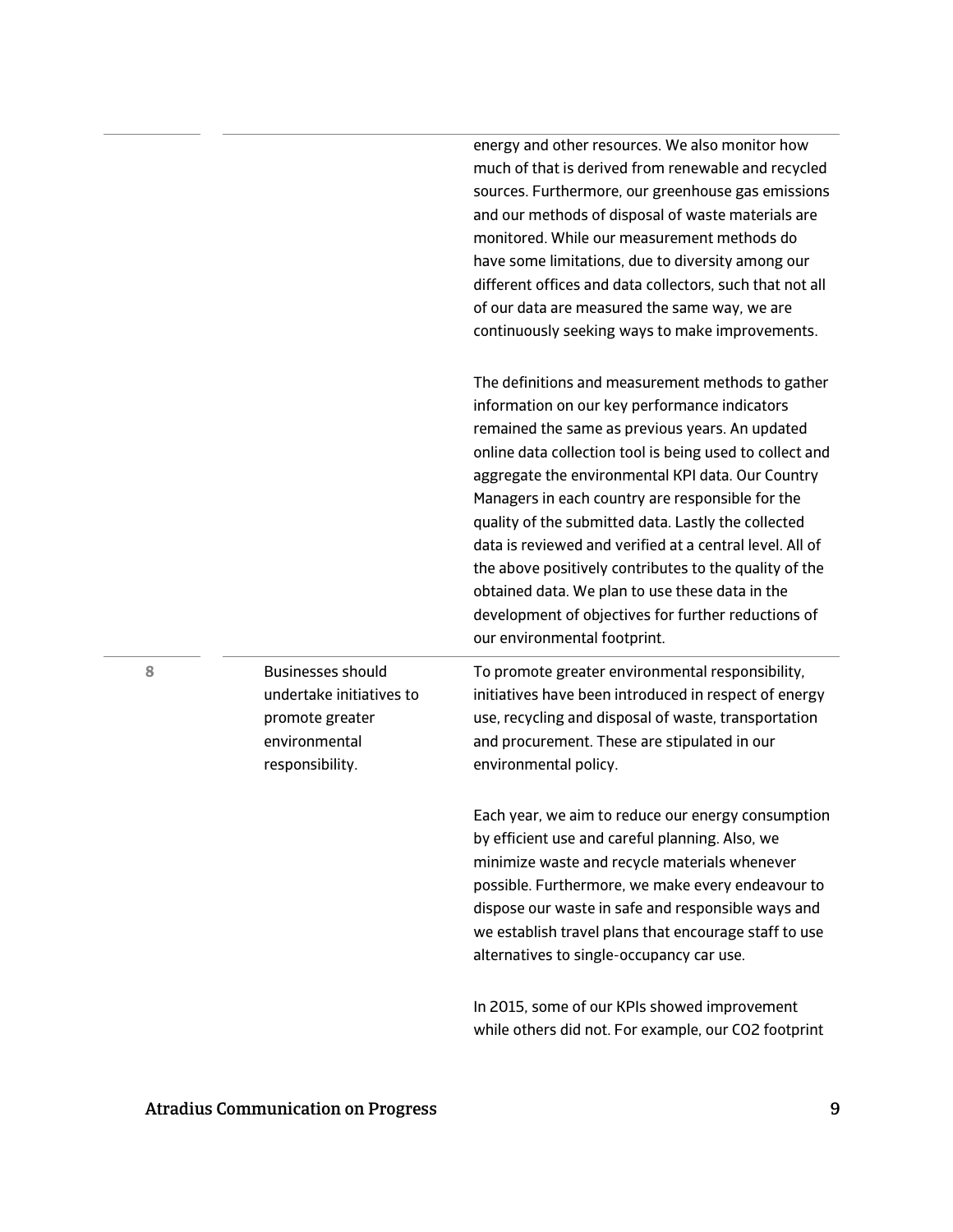| | | |
|---|---|---|
| | | energy and other resources. We also monitor how much of that is derived from renewable and recycled sources. Furthermore, our greenhouse gas emissions and our methods of disposal of waste materials are monitored. While our measurement methods do have some limitations, due to diversity among our different offices and data collectors, such that not all of our data are measured the same way, we are continuously seeking ways to make improvements.<br><br>The definitions and measurement methods to gather information on our key performance indicators remained the same as previous years. An updated online data collection tool is being used to collect and aggregate the environmental KPI data. Our Country Managers in each country are responsible for the quality of the submitted data. Lastly the collected data is reviewed and verified at a central level. All of the above positively contributes to the quality of the obtained data. We plan to use these data in the development of objectives for further reductions of our environmental footprint. |
| 8 | Businesses should undertake initiatives to promote greater environmental responsibility. | To promote greater environmental responsibility, initiatives have been introduced in respect of energy use, recycling and disposal of waste, transportation and procurement. These are stipulated in our environmental policy.<br><br>Each year, we aim to reduce our energy consumption by efficient use and careful planning. Also, we minimize waste and recycle materials whenever possible. Furthermore, we make every endeavour to dispose our waste in safe and responsible ways and we establish travel plans that encourage staff to use alternatives to single-occupancy car use.<br><br>In 2015, some of our KPIs showed improvement while others did not. For example, our $CO_2$ footprint |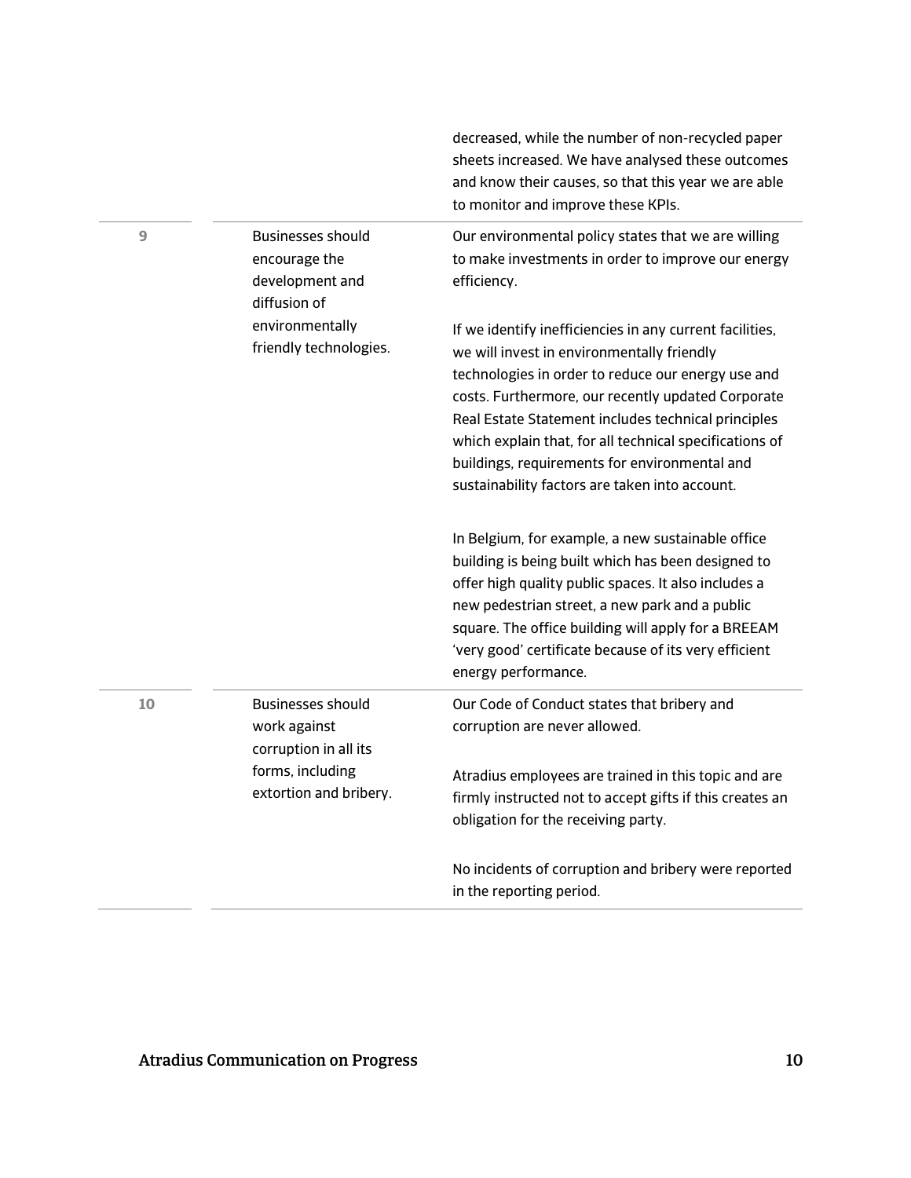| | | |
|---|---|---|
| | | decreased, while the number of non-recycled paper sheets increased. We have analysed these outcomes and know their causes, so that this year we are able to monitor and improve these KPIs. |
| 9 | Businesses should encourage the development and diffusion of environmentally friendly technologies. | Our environmental policy states that we are willing to make investments in order to improve our energy efficiency.<br><br>If we identify inefficiencies in any current facilities, we will invest in environmentally friendly technologies in order to reduce our energy use and costs. Furthermore, our recently updated Corporate Real Estate Statement includes technical principles which explain that, for all technical specifications of buildings, requirements for environmental and sustainability factors are taken into account.<br><br>In Belgium, for example, a new sustainable office building is being built which has been designed to offer high quality public spaces. It also includes a new pedestrian street, a new park and a public square. The office building will apply for a BREEAM 'very good' certificate because of its very efficient energy performance. |
| 10 | Businesses should work against corruption in all its forms, including extortion and bribery. | Our Code of Conduct states that bribery and corruption are never allowed.<br><br>Atradius employees are trained in this topic and are firmly instructed not to accept gifts if this creates an obligation for the receiving party.<br><br>No incidents of corruption and bribery were reported in the reporting period. |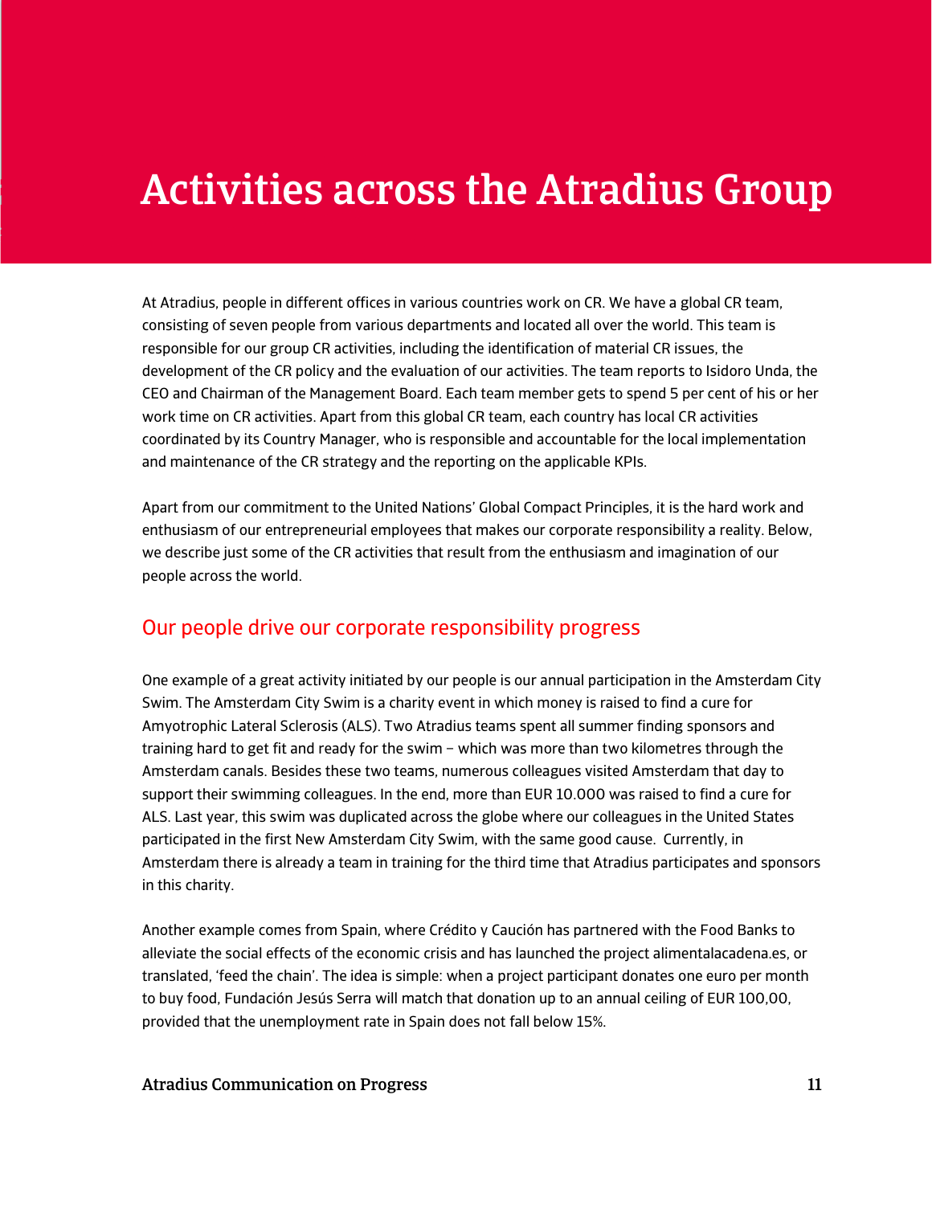# Activities across the Atradius Group

At Atradius, people in different offices in various countries work on CR. We have a global CR team, consisting of seven people from various departments and located all over the world. This team is responsible for our group CR activities, including the identification of material CR issues, the development of the CR policy and the evaluation of our activities. The team reports to Isidoro Unda, the CEO and Chairman of the Management Board. Each team member gets to spend 5 per cent of his or her work time on CR activities. Apart from this global CR team, each country has local CR activities coordinated by its Country Manager, who is responsible and accountable for the local implementation and maintenance of the CR strategy and the reporting on the applicable KPIs.

Apart from our commitment to the United Nations' Global Compact Principles, it is the hard work and enthusiasm of our entrepreneurial employees that makes our corporate responsibility a reality. Below, we describe just some of the CR activities that result from the enthusiasm and imagination of our people across the world.

## Our people drive our corporate responsibility progress

One example of a great activity initiated by our people is our annual participation in the Amsterdam City Swim. The Amsterdam City Swim is a charity event in which money is raised to find a cure for Amyotrophic Lateral Sclerosis (ALS). Two Atradius teams spent all summer finding sponsors and training hard to get fit and ready for the swim – which was more than two kilometres through the Amsterdam canals. Besides these two teams, numerous colleagues visited Amsterdam that day to support their swimming colleagues. In the end, more than EUR 10.000 was raised to find a cure for ALS. Last year, this swim was duplicated across the globe where our colleagues in the United States participated in the first New Amsterdam City Swim, with the same good cause. Currently, in Amsterdam there is already a team in training for the third time that Atradius participates and sponsors in this charity.

Another example comes from Spain, where Crédito y Caución has partnered with the Food Banks to alleviate the social effects of the economic crisis and has launched the project alimentalacadena.es, or translated, 'feed the chain'. The idea is simple: when a project participant donates one euro per month to buy food, Fundación Jesús Serra will match that donation up to an annual ceiling of EUR 100,00, provided that the unemployment rate in Spain does not fall below 15%.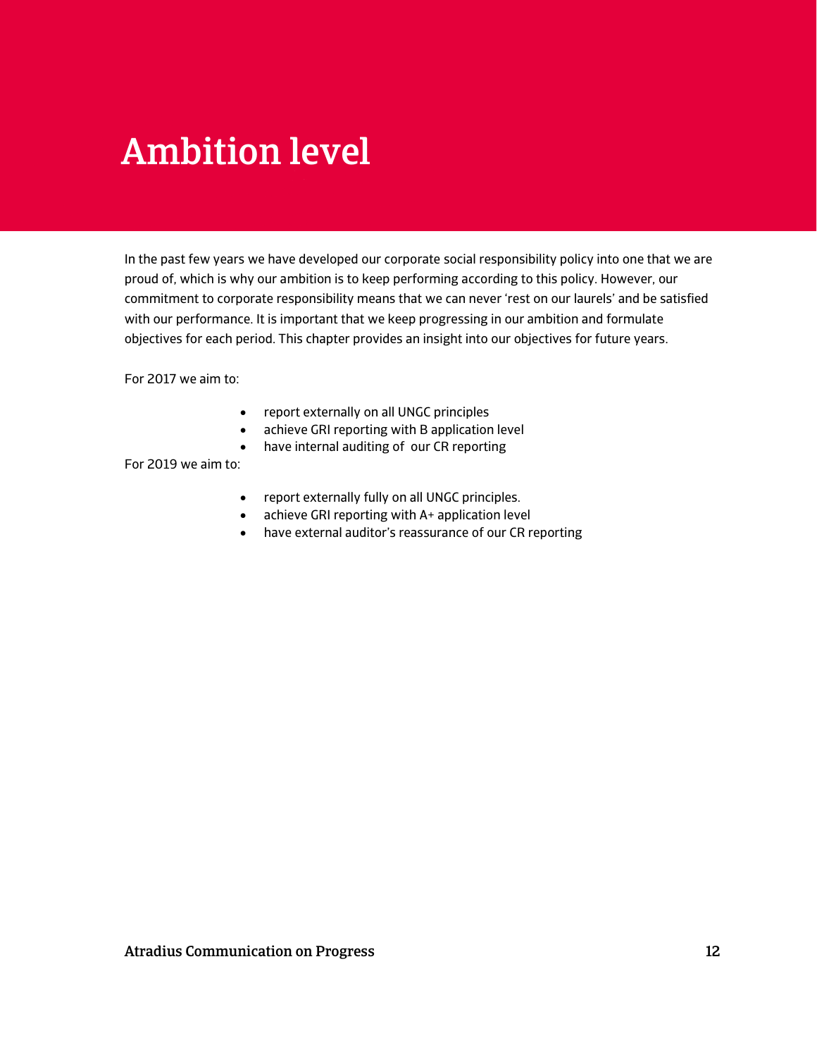# Ambition level

In the past few years we have developed our corporate social responsibility policy into one that we are proud of, which is why our ambition is to keep performing according to this policy. However, our commitment to corporate responsibility means that we can never 'rest on our laurels' and be satisfied with our performance. It is important that we keep progressing in our ambition and formulate objectives for each period. This chapter provides an insight into our objectives for future years.

For 2017 we aim to:

- report externally on all UNGC principles
- achieve GRI reporting with B application level
- have internal auditing of our CR reporting

For 2019 we aim to:

- report externally fully on all UNGC principles.
- achieve GRI reporting with A+ application level
- have external auditor's reassurance of our CR reporting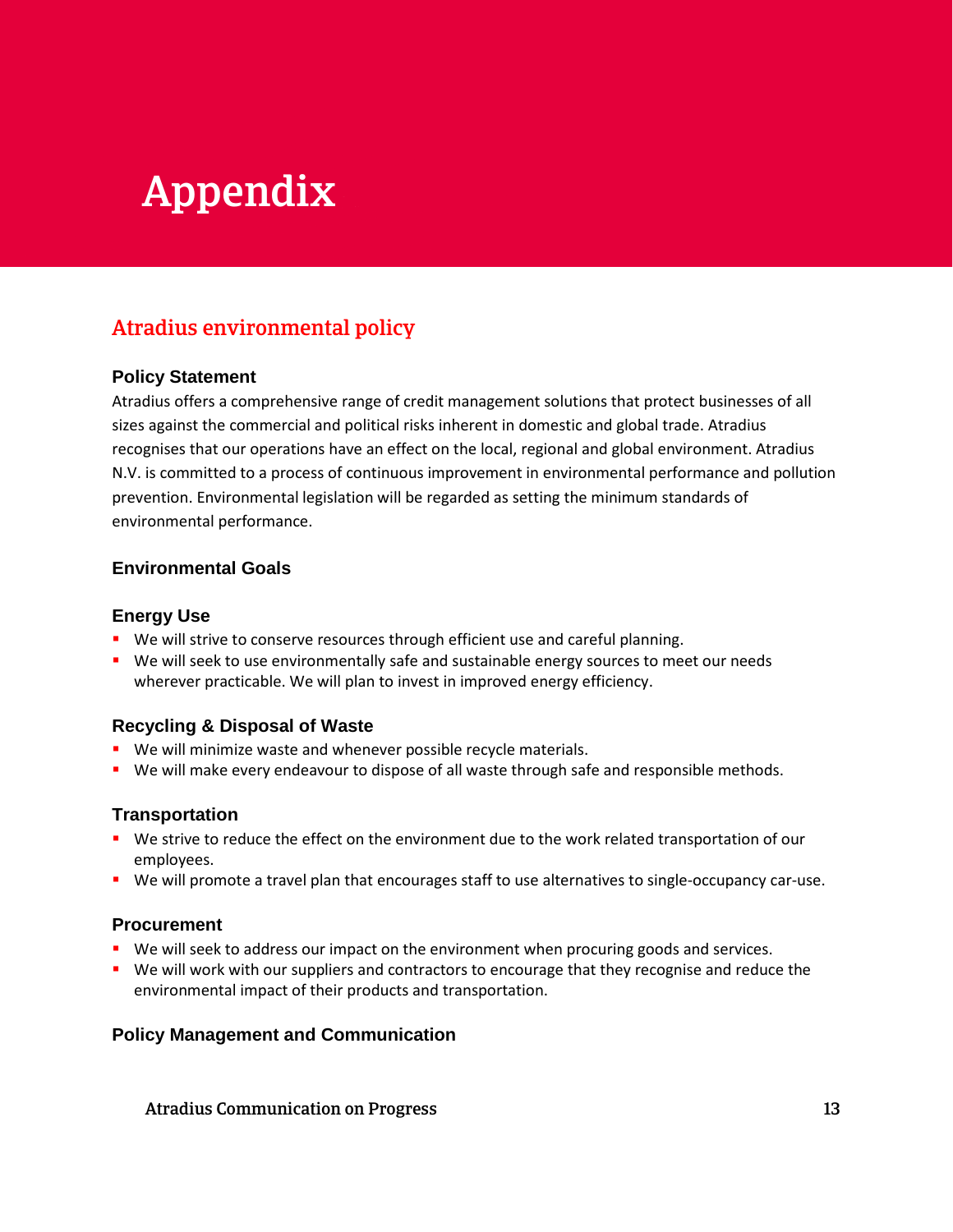# Appendix

## Atradius environmental policy

### Policy Statement

Atradius offers a comprehensive range of credit management solutions that protect businesses of all sizes against the commercial and political risks inherent in domestic and global trade. Atradius recognises that our operations have an effect on the local, regional and global environment. Atradius N.V. is committed to a process of continuous improvement in environmental performance and pollution prevention. Environmental legislation will be regarded as setting the minimum standards of environmental performance.

### Environmental Goals

### Energy Use

- We will strive to conserve resources through efficient use and careful planning.
- We will seek to use environmentally safe and sustainable energy sources to meet our needs wherever practicable. We will plan to invest in improved energy efficiency.

### Recycling & Disposal of Waste

- We will minimize waste and whenever possible recycle materials.
- We will make every endeavour to dispose of all waste through safe and responsible methods.

### Transportation

- We strive to reduce the effect on the environment due to the work related transportation of our employees.
- We will promote a travel plan that encourages staff to use alternatives to single-occupancy car-use.

### Procurement

- We will seek to address our impact on the environment when procuring goods and services.
- We will work with our suppliers and contractors to encourage that they recognise and reduce the environmental impact of their products and transportation.

### Policy Management and Communication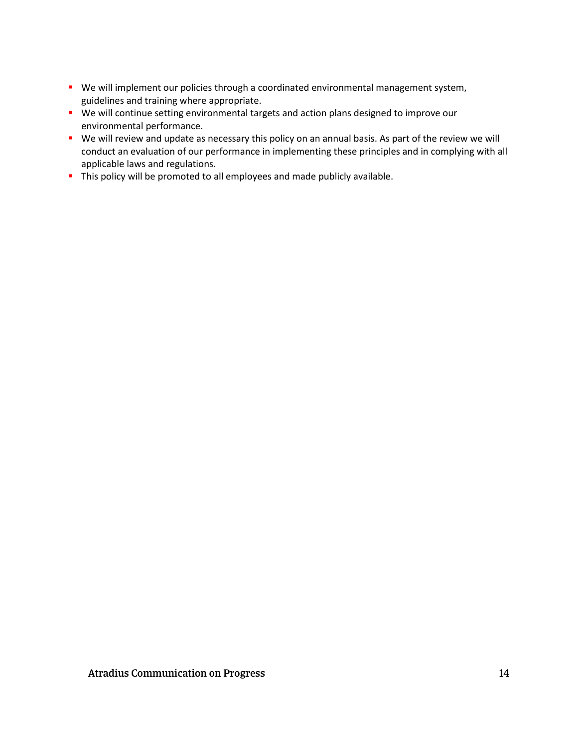- We will implement our policies through a coordinated environmental management system, guidelines and training where appropriate.
- We will continue setting environmental targets and action plans designed to improve our environmental performance.
- We will review and update as necessary this policy on an annual basis. As part of the review we will conduct an evaluation of our performance in implementing these principles and in complying with all applicable laws and regulations.
- This policy will be promoted to all employees and made publicly available.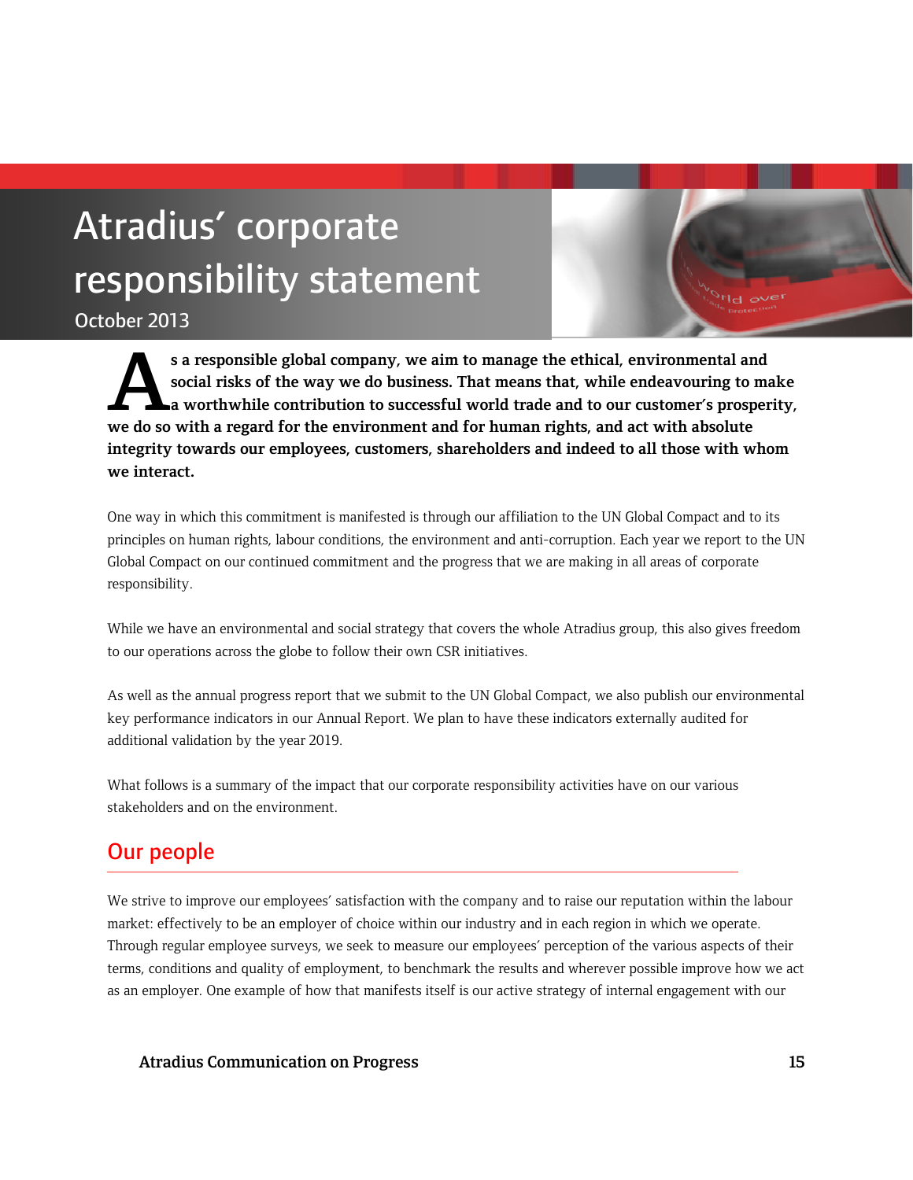# Atradius' corporate responsibility statement

October 2013

**As a responsible global company, we aim to manage the ethical, environmental and social risks of the way we do business. That means that, while endeavouring to make a worthwhile contribution to successful world trade and to our customer's prosperity, we do so with a regard for the environment and for human rights, and act with absolute integrity towards our employees, customers, shareholders and indeed to all those with whom we interact.**

One way in which this commitment is manifested is through our affiliation to the UN Global Compact and to its principles on human rights, labour conditions, the environment and anti-corruption. Each year we report to the UN Global Compact on our continued commitment and the progress that we are making in all areas of corporate responsibility.

While we have an environmental and social strategy that covers the whole Atradius group, this also gives freedom to our operations across the globe to follow their own CSR initiatives.

As well as the annual progress report that we submit to the UN Global Compact, we also publish our environmental key performance indicators in our Annual Report. We plan to have these indicators externally audited for additional validation by the year 2019.

What follows is a summary of the impact that our corporate responsibility activities have on our various stakeholders and on the environment.

## Our people

We strive to improve our employees' satisfaction with the company and to raise our reputation within the labour market: effectively to be an employer of choice within our industry and in each region in which we operate. Through regular employee surveys, we seek to measure our employees' perception of the various aspects of their terms, conditions and quality of employment, to benchmark the results and wherever possible improve how we act as an employer. One example of how that manifests itself is our active strategy of internal engagement with our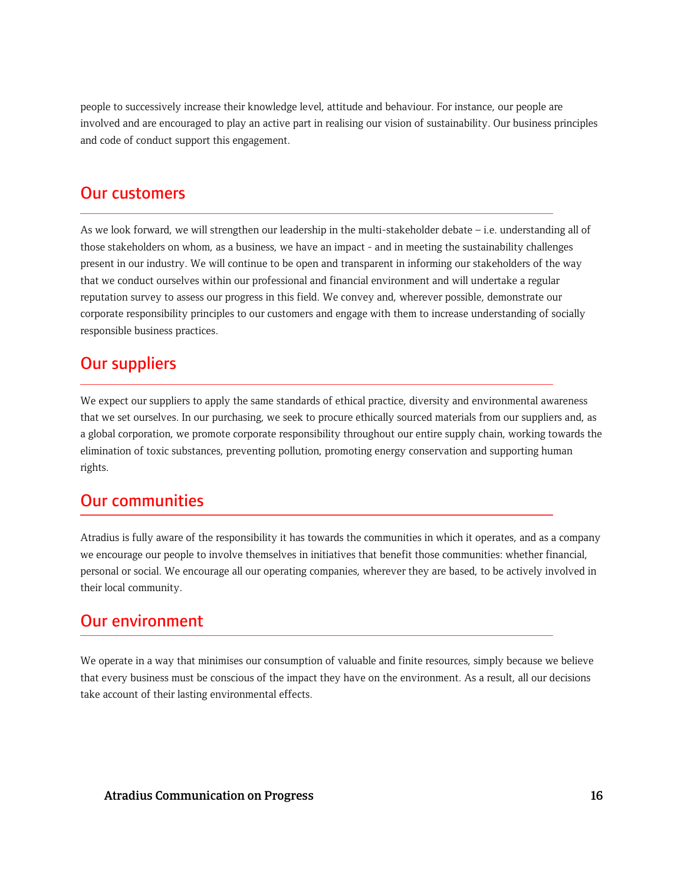people to successively increase their knowledge level, attitude and behaviour. For instance, our people are involved and are encouraged to play an active part in realising our vision of sustainability. Our business principles and code of conduct support this engagement.

## Our customers

As we look forward, we will strengthen our leadership in the multi-stakeholder debate – i.e. understanding all of those stakeholders on whom, as a business, we have an impact - and in meeting the sustainability challenges present in our industry. We will continue to be open and transparent in informing our stakeholders of the way that we conduct ourselves within our professional and financial environment and will undertake a regular reputation survey to assess our progress in this field. We convey and, wherever possible, demonstrate our corporate responsibility principles to our customers and engage with them to increase understanding of socially responsible business practices.

## Our suppliers

We expect our suppliers to apply the same standards of ethical practice, diversity and environmental awareness that we set ourselves. In our purchasing, we seek to procure ethically sourced materials from our suppliers and, as a global corporation, we promote corporate responsibility throughout our entire supply chain, working towards the elimination of toxic substances, preventing pollution, promoting energy conservation and supporting human rights.

## Our communities

Atradius is fully aware of the responsibility it has towards the communities in which it operates, and as a company we encourage our people to involve themselves in initiatives that benefit those communities: whether financial, personal or social. We encourage all our operating companies, wherever they are based, to be actively involved in their local community.

## Our environment

We operate in a way that minimises our consumption of valuable and finite resources, simply because we believe that every business must be conscious of the impact they have on the environment. As a result, all our decisions take account of their lasting environmental effects.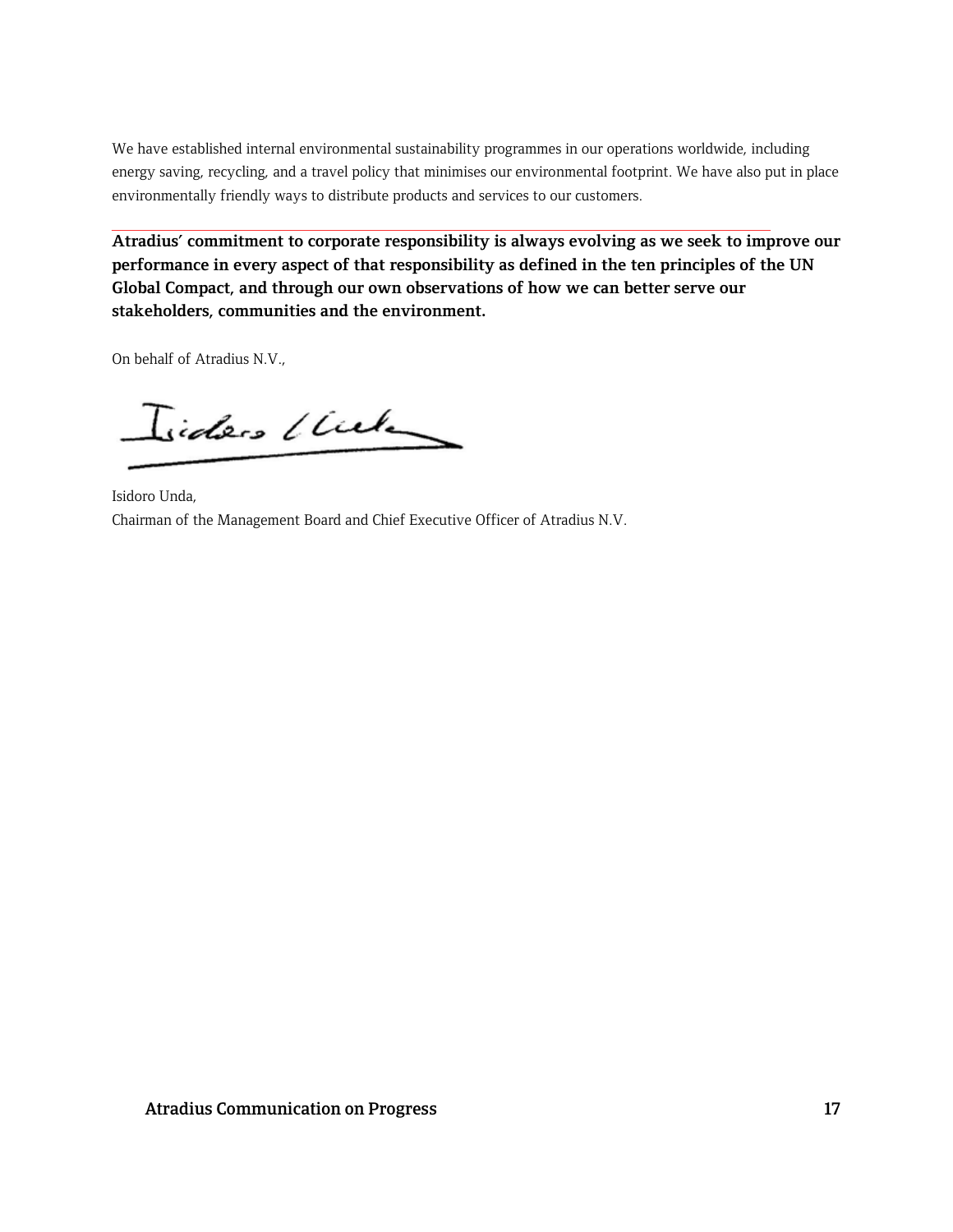We have established internal environmental sustainability programmes in our operations worldwide, including energy saving, recycling, and a travel policy that minimises our environmental footprint. We have also put in place environmentally friendly ways to distribute products and services to our customers.

---

**Atradius' commitment to corporate responsibility is always evolving as we seek to improve our performance in every aspect of that responsibility as defined in the ten principles of the UN Global Compact, and through our own observations of how we can better serve our stakeholders, communities and the environment.**

On behalf of Atradius N.V.,

Isidoro Unda,
Chairman of the Management Board and Chief Executive Officer of Atradius N.V.